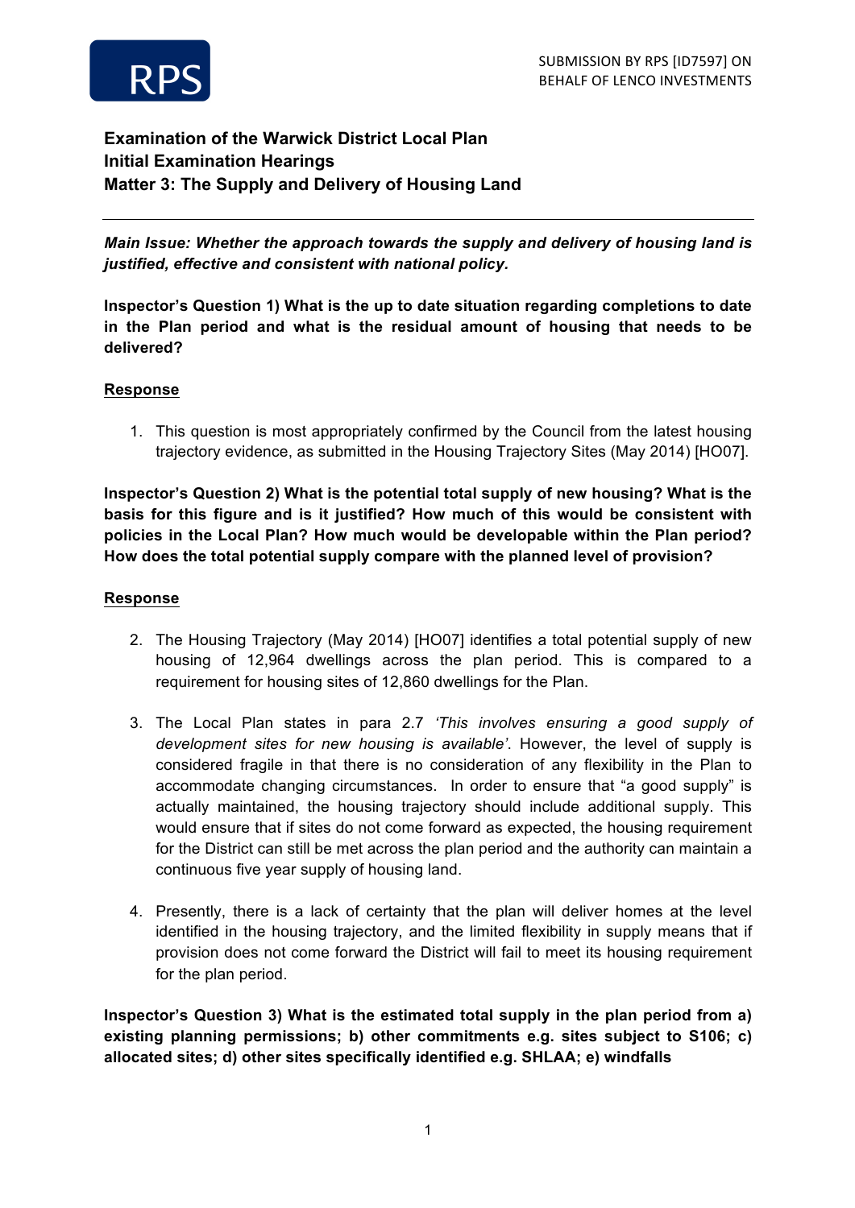SUBMISSION BY RPS [ID7597] ON BEHALF OF LENCO INVESTMENTS

# Examination of the Warwick District Local Plan
## Initial Examination Hearings
## Matter 3: The Supply and Delivery of Housing Land

---

***Main Issue: Whether the approach towards the supply and delivery of housing land is justified, effective and consistent with national policy.***

**Inspector's Question 1) What is the up to date situation regarding completions to date in the Plan period and what is the residual amount of housing that needs to be delivered?**

**Response**

1. This question is most appropriately confirmed by the Council from the latest housing trajectory evidence, as submitted in the Housing Trajectory Sites (May 2014) [HO07].

**Inspector's Question 2) What is the potential total supply of new housing? What is the basis for this figure and is it justified? How much of this would be consistent with policies in the Local Plan? How much would be developable within the Plan period? How does the total potential supply compare with the planned level of provision?**

**Response**

2. The Housing Trajectory (May 2014) [HO07] identifies a total potential supply of new housing of 12,964 dwellings across the plan period. This is compared to a requirement for housing sites of 12,860 dwellings for the Plan.

3. The Local Plan states in para 2.7 *'This involves ensuring a good supply of development sites for new housing is available'*. However, the level of supply is considered fragile in that there is no consideration of any flexibility in the Plan to accommodate changing circumstances. In order to ensure that "a good supply" is actually maintained, the housing trajectory should include additional supply. This would ensure that if sites do not come forward as expected, the housing requirement for the District can still be met across the plan period and the authority can maintain a continuous five year supply of housing land.

4. Presently, there is a lack of certainty that the plan will deliver homes at the level identified in the housing trajectory, and the limited flexibility in supply means that if provision does not come forward the District will fail to meet its housing requirement for the plan period.

**Inspector's Question 3) What is the estimated total supply in the plan period from a) existing planning permissions; b) other commitments e.g. sites subject to S106; c) allocated sites; d) other sites specifically identified e.g. SHLAA; e) windfalls**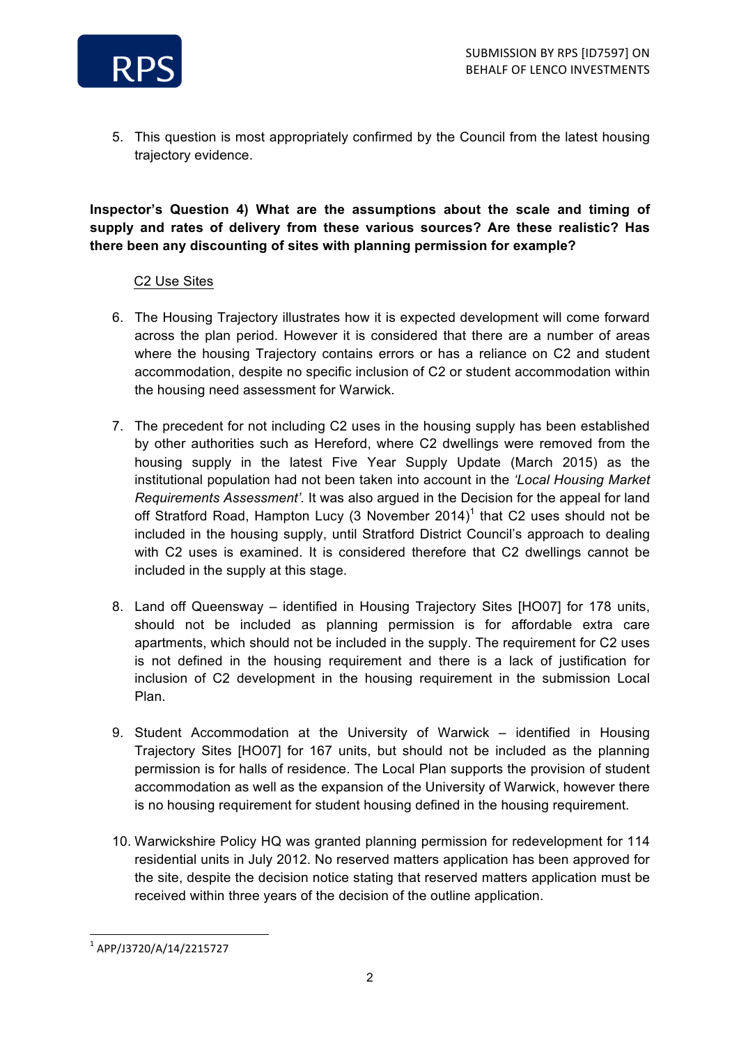5. This question is most appropriately confirmed by the Council from the latest housing trajectory evidence.

**Inspector's Question 4) What are the assumptions about the scale and timing of supply and rates of delivery from these various sources? Are these realistic? Has there been any discounting of sites with planning permission for example?**

<u>C2 Use Sites</u>

6. The Housing Trajectory illustrates how it is expected development will come forward across the plan period. However it is considered that there are a number of areas where the housing Trajectory contains errors or has a reliance on C2 and student accommodation, despite no specific inclusion of C2 or student accommodation within the housing need assessment for Warwick.

7. The precedent for not including C2 uses in the housing supply has been established by other authorities such as Hereford, where C2 dwellings were removed from the housing supply in the latest Five Year Supply Update (March 2015) as the institutional population had not been taken into account in the *'Local Housing Market Requirements Assessment'.* It was also argued in the Decision for the appeal for land off Stratford Road, Hampton Lucy (3 November 2014)[1] that C2 uses should not be included in the housing supply, until Stratford District Council's approach to dealing with C2 uses is examined. It is considered therefore that C2 dwellings cannot be included in the supply at this stage.

8. Land off Queensway – identified in Housing Trajectory Sites [HO07] for 178 units, should not be included as planning permission is for affordable extra care apartments, which should not be included in the supply. The requirement for C2 uses is not defined in the housing requirement and there is a lack of justification for inclusion of C2 development in the housing requirement in the submission Local Plan.

9. Student Accommodation at the University of Warwick – identified in Housing Trajectory Sites [HO07] for 167 units, but should not be included as the planning permission is for halls of residence. The Local Plan supports the provision of student accommodation as well as the expansion of the University of Warwick, however there is no housing requirement for student housing defined in the housing requirement.

10. Warwickshire Policy HQ was granted planning permission for redevelopment for 114 residential units in July 2012. No reserved matters application has been approved for the site, despite the decision notice stating that reserved matters application must be received within three years of the decision of the outline application.

---

[1] APP/J3720/A/14/2215727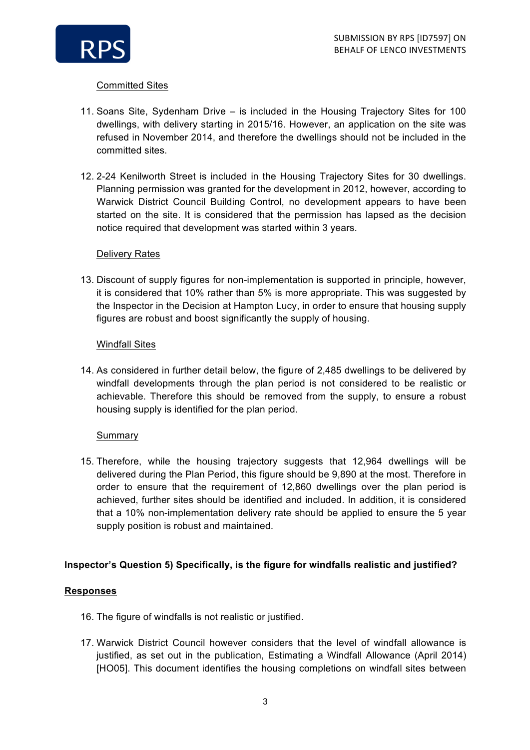Committed Sites

11. Soans Site, Sydenham Drive – is included in the Housing Trajectory Sites for 100 dwellings, with delivery starting in 2015/16. However, an application on the site was refused in November 2014, and therefore the dwellings should not be included in the committed sites.

12. 2-24 Kenilworth Street is included in the Housing Trajectory Sites for 30 dwellings. Planning permission was granted for the development in 2012, however, according to Warwick District Council Building Control, no development appears to have been started on the site. It is considered that the permission has lapsed as the decision notice required that development was started within 3 years.

Delivery Rates

13. Discount of supply figures for non-implementation is supported in principle, however, it is considered that 10% rather than 5% is more appropriate. This was suggested by the Inspector in the Decision at Hampton Lucy, in order to ensure that housing supply figures are robust and boost significantly the supply of housing.

Windfall Sites

14. As considered in further detail below, the figure of 2,485 dwellings to be delivered by windfall developments through the plan period is not considered to be realistic or achievable. Therefore this should be removed from the supply, to ensure a robust housing supply is identified for the plan period.

Summary

15. Therefore, while the housing trajectory suggests that 12,964 dwellings will be delivered during the Plan Period, this figure should be 9,890 at the most. Therefore in order to ensure that the requirement of 12,860 dwellings over the plan period is achieved, further sites should be identified and included. In addition, it is considered that a 10% non-implementation delivery rate should be applied to ensure the 5 year supply position is robust and maintained.

**Inspector's Question 5) Specifically, is the figure for windfalls realistic and justified?**

**Responses**

16. The figure of windfalls is not realistic or justified.

17. Warwick District Council however considers that the level of windfall allowance is justified, as set out in the publication, Estimating a Windfall Allowance (April 2014) [HO05]. This document identifies the housing completions on windfall sites between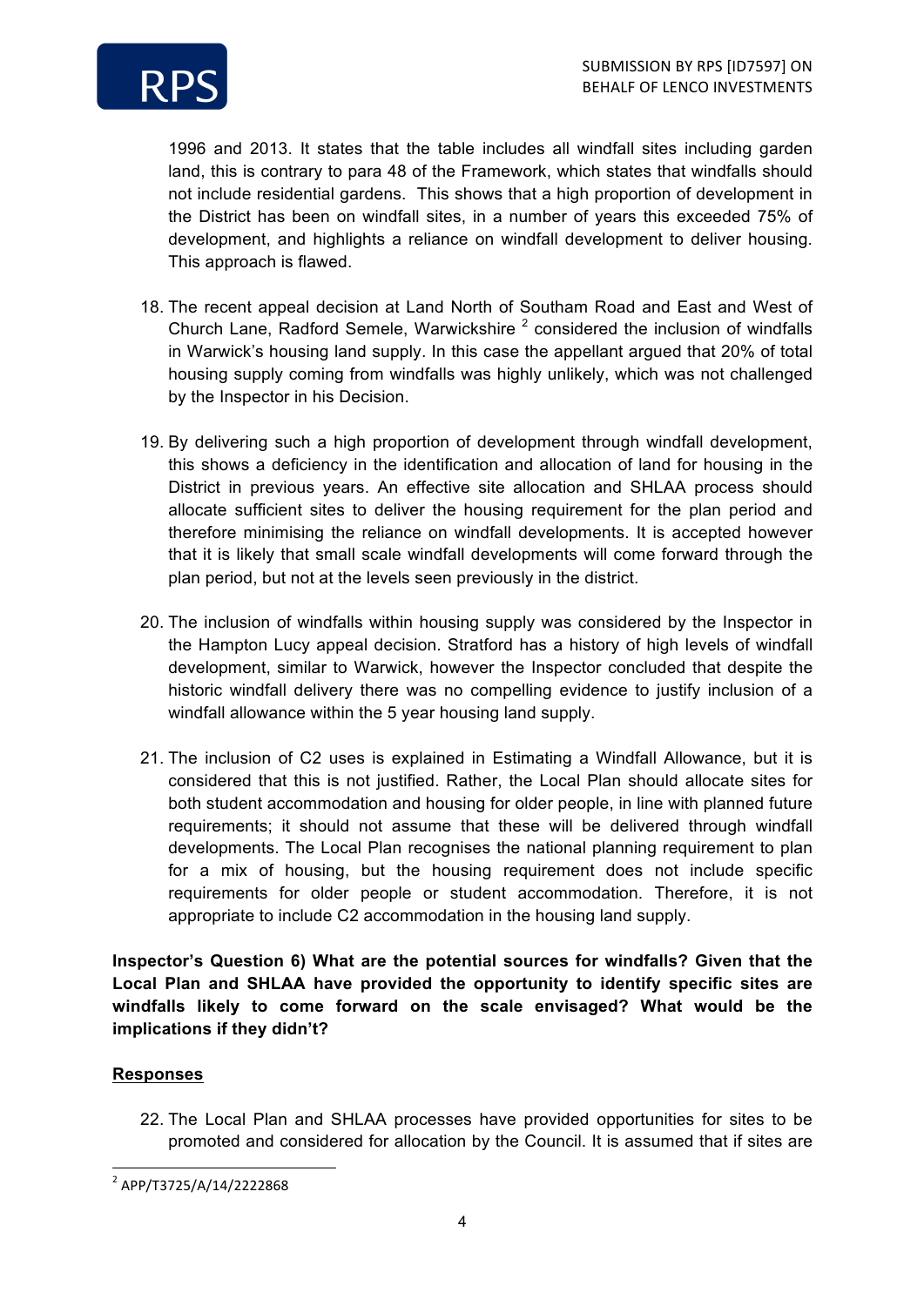1996 and 2013. It states that the table includes all windfall sites including garden land, this is contrary to para 48 of the Framework, which states that windfalls should not include residential gardens. This shows that a high proportion of development in the District has been on windfall sites, in a number of years this exceeded 75% of development, and highlights a reliance on windfall development to deliver housing. This approach is flawed.

18. The recent appeal decision at Land North of Southam Road and East and West of Church Lane, Radford Semele, Warwickshire [2] considered the inclusion of windfalls in Warwick's housing land supply. In this case the appellant argued that 20% of total housing supply coming from windfalls was highly unlikely, which was not challenged by the Inspector in his Decision.

19. By delivering such a high proportion of development through windfall development, this shows a deficiency in the identification and allocation of land for housing in the District in previous years. An effective site allocation and SHLAA process should allocate sufficient sites to deliver the housing requirement for the plan period and therefore minimising the reliance on windfall developments. It is accepted however that it is likely that small scale windfall developments will come forward through the plan period, but not at the levels seen previously in the district.

20. The inclusion of windfalls within housing supply was considered by the Inspector in the Hampton Lucy appeal decision. Stratford has a history of high levels of windfall development, similar to Warwick, however the Inspector concluded that despite the historic windfall delivery there was no compelling evidence to justify inclusion of a windfall allowance within the 5 year housing land supply.

21. The inclusion of C2 uses is explained in Estimating a Windfall Allowance, but it is considered that this is not justified. Rather, the Local Plan should allocate sites for both student accommodation and housing for older people, in line with planned future requirements; it should not assume that these will be delivered through windfall developments. The Local Plan recognises the national planning requirement to plan for a mix of housing, but the housing requirement does not include specific requirements for older people or student accommodation. Therefore, it is not appropriate to include C2 accommodation in the housing land supply.

**Inspector's Question 6) What are the potential sources for windfalls? Given that the Local Plan and SHLAA have provided the opportunity to identify specific sites are windfalls likely to come forward on the scale envisaged? What would be the implications if they didn't?**

**Responses**

22. The Local Plan and SHLAA processes have provided opportunities for sites to be promoted and considered for allocation by the Council. It is assumed that if sites are

[2] APP/T3725/A/14/2222868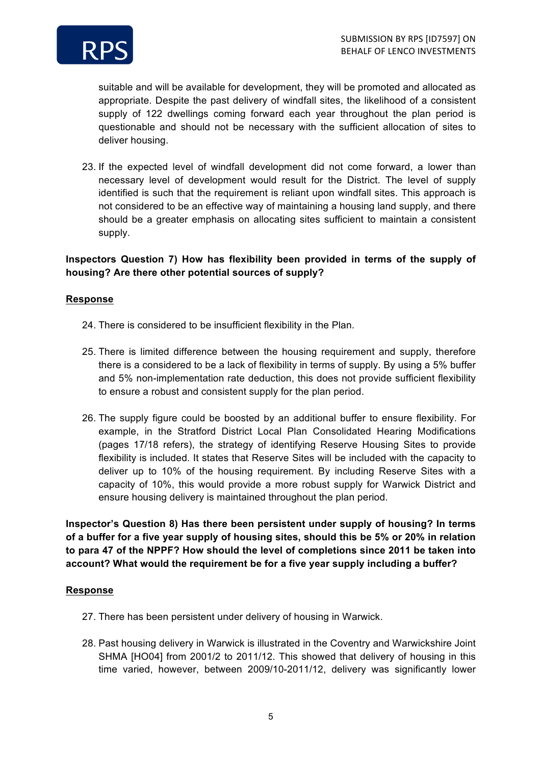suitable and will be available for development, they will be promoted and allocated as appropriate. Despite the past delivery of windfall sites, the likelihood of a consistent supply of 122 dwellings coming forward each year throughout the plan period is questionable and should not be necessary with the sufficient allocation of sites to deliver housing.

23. If the expected level of windfall development did not come forward, a lower than necessary level of development would result for the District. The level of supply identified is such that the requirement is reliant upon windfall sites. This approach is not considered to be an effective way of maintaining a housing land supply, and there should be a greater emphasis on allocating sites sufficient to maintain a consistent supply.

**Inspectors Question 7) How has flexibility been provided in terms of the supply of housing? Are there other potential sources of supply?**

**Response**

24. There is considered to be insufficient flexibility in the Plan.

25. There is limited difference between the housing requirement and supply, therefore there is a considered to be a lack of flexibility in terms of supply. By using a 5% buffer and 5% non-implementation rate deduction, this does not provide sufficient flexibility to ensure a robust and consistent supply for the plan period.

26. The supply figure could be boosted by an additional buffer to ensure flexibility. For example, in the Stratford District Local Plan Consolidated Hearing Modifications (pages 17/18 refers), the strategy of identifying Reserve Housing Sites to provide flexibility is included. It states that Reserve Sites will be included with the capacity to deliver up to 10% of the housing requirement. By including Reserve Sites with a capacity of 10%, this would provide a more robust supply for Warwick District and ensure housing delivery is maintained throughout the plan period.

**Inspector's Question 8) Has there been persistent under supply of housing? In terms of a buffer for a five year supply of housing sites, should this be 5% or 20% in relation to para 47 of the NPPF? How should the level of completions since 2011 be taken into account? What would the requirement be for a five year supply including a buffer?**

**Response**

27. There has been persistent under delivery of housing in Warwick.

28. Past housing delivery in Warwick is illustrated in the Coventry and Warwickshire Joint SHMA [HO04] from 2001/2 to 2011/12. This showed that delivery of housing in this time varied, however, between 2009/10-2011/12, delivery was significantly lower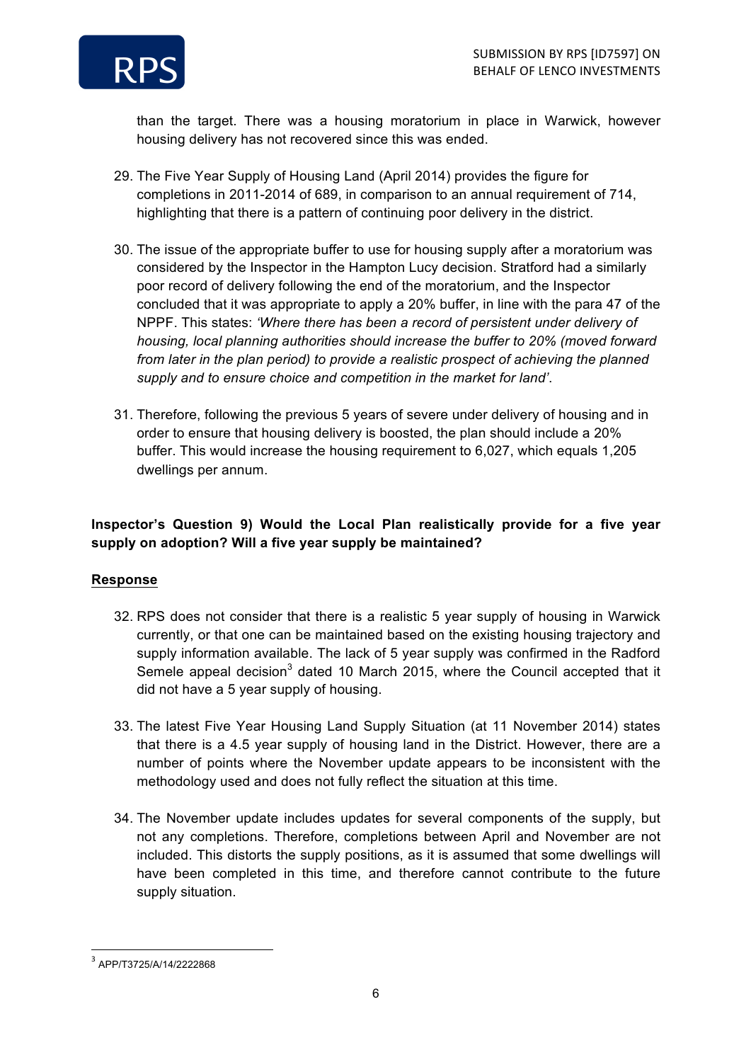than the target. There was a housing moratorium in place in Warwick, however housing delivery has not recovered since this was ended.

29. The Five Year Supply of Housing Land (April 2014) provides the figure for completions in 2011-2014 of 689, in comparison to an annual requirement of 714, highlighting that there is a pattern of continuing poor delivery in the district.

30. The issue of the appropriate buffer to use for housing supply after a moratorium was considered by the Inspector in the Hampton Lucy decision. Stratford had a similarly poor record of delivery following the end of the moratorium, and the Inspector concluded that it was appropriate to apply a 20% buffer, in line with the para 47 of the NPPF. This states: *'Where there has been a record of persistent under delivery of housing, local planning authorities should increase the buffer to 20% (moved forward from later in the plan period) to provide a realistic prospect of achieving the planned supply and to ensure choice and competition in the market for land'*.

31. Therefore, following the previous 5 years of severe under delivery of housing and in order to ensure that housing delivery is boosted, the plan should include a 20% buffer. This would increase the housing requirement to 6,027, which equals 1,205 dwellings per annum.

**Inspector's Question 9) Would the Local Plan realistically provide for a five year supply on adoption? Will a five year supply be maintained?**

**Response**

32. RPS does not consider that there is a realistic 5 year supply of housing in Warwick currently, or that one can be maintained based on the existing housing trajectory and supply information available. The lack of 5 year supply was confirmed in the Radford Semele appeal decision[3] dated 10 March 2015, where the Council accepted that it did not have a 5 year supply of housing.

33. The latest Five Year Housing Land Supply Situation (at 11 November 2014) states that there is a 4.5 year supply of housing land in the District. However, there are a number of points where the November update appears to be inconsistent with the methodology used and does not fully reflect the situation at this time.

34. The November update includes updates for several components of the supply, but not any completions. Therefore, completions between April and November are not included. This distorts the supply positions, as it is assumed that some dwellings will have been completed in this time, and therefore cannot contribute to the future supply situation.

[3] APP/T3725/A/14/2222868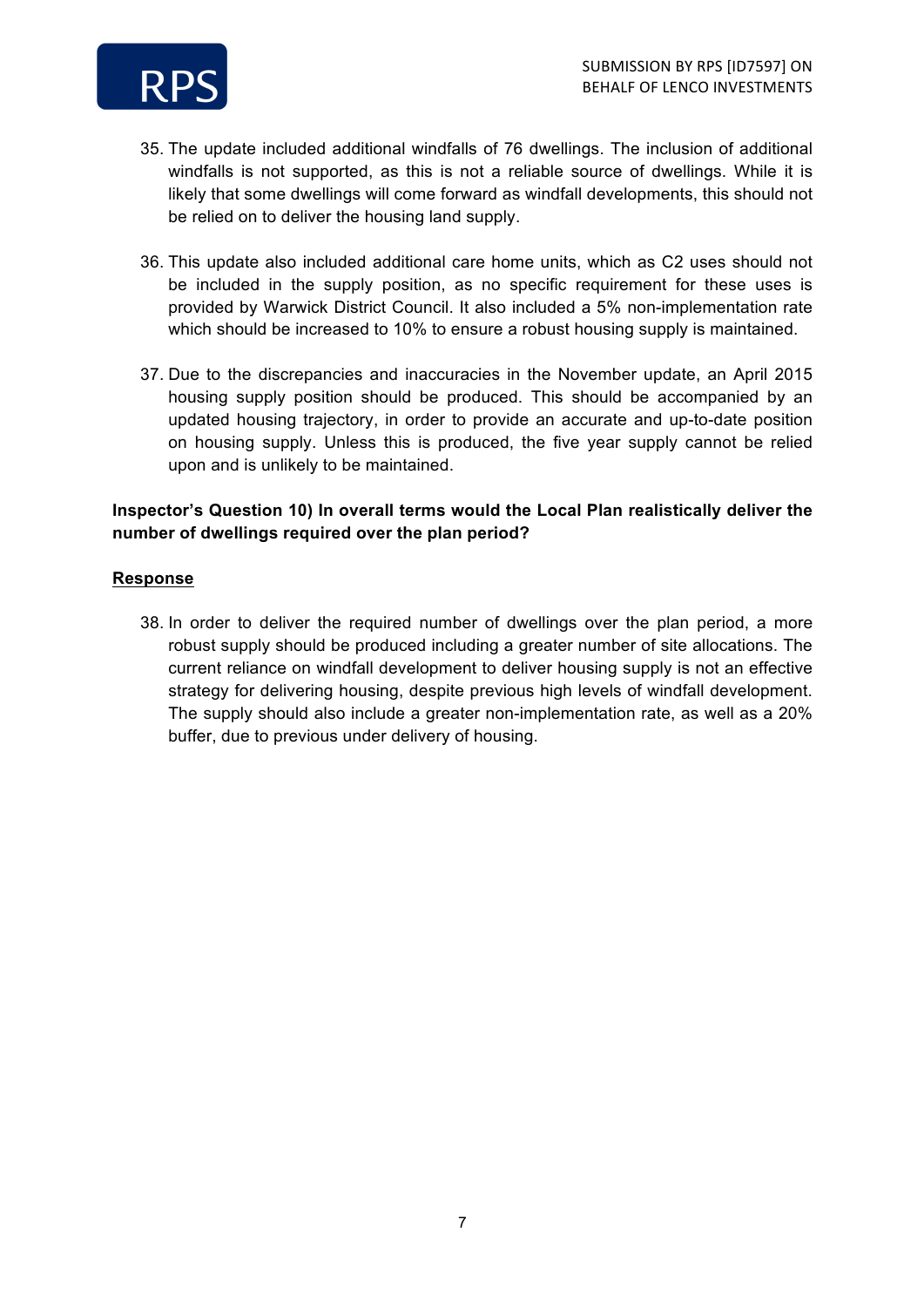35. The update included additional windfalls of 76 dwellings. The inclusion of additional windfalls is not supported, as this is not a reliable source of dwellings. While it is likely that some dwellings will come forward as windfall developments, this should not be relied on to deliver the housing land supply.

36. This update also included additional care home units, which as C2 uses should not be included in the supply position, as no specific requirement for these uses is provided by Warwick District Council. It also included a 5% non-implementation rate which should be increased to 10% to ensure a robust housing supply is maintained.

37. Due to the discrepancies and inaccuracies in the November update, an April 2015 housing supply position should be produced. This should be accompanied by an updated housing trajectory, in order to provide an accurate and up-to-date position on housing supply. Unless this is produced, the five year supply cannot be relied upon and is unlikely to be maintained.

**Inspector's Question 10) In overall terms would the Local Plan realistically deliver the number of dwellings required over the plan period?**

**Response**

38. In order to deliver the required number of dwellings over the plan period, a more robust supply should be produced including a greater number of site allocations. The current reliance on windfall development to deliver housing supply is not an effective strategy for delivering housing, despite previous high levels of windfall development. The supply should also include a greater non-implementation rate, as well as a 20% buffer, due to previous under delivery of housing.